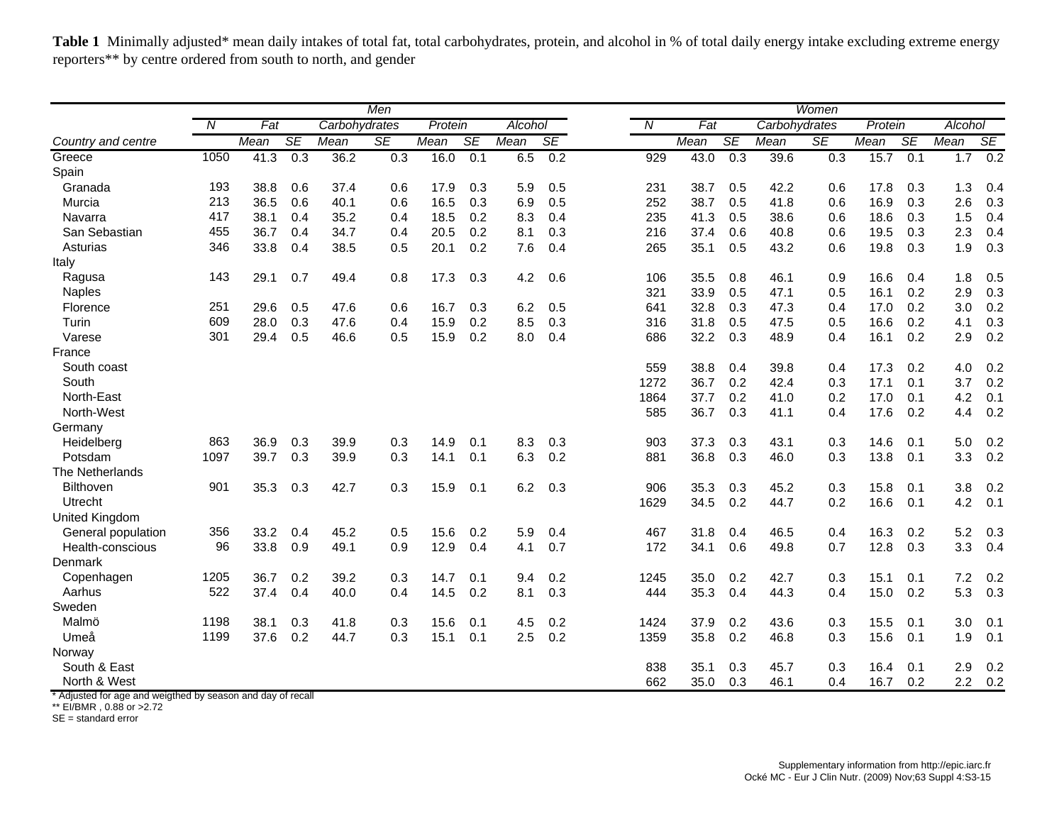**Table 1** Minimally adjusted* mean daily intakes of total fat, total carbohydrates, protein, and alcohol in % of total daily energy intake excluding extreme energy reporters** by centre ordered from south to north, and gender

| | *Men* | | | | | | | | | | *Women* | | | | | | | | | |
|---|---|---|---|---|---|---|---|---|---|---|---|---|---|---|---|---|---|---|---|---|
| | *N* | *Fat* | | *Carbohydrates* | | *Protein* | | *Alcohol* | | | *N* | *Fat* | | *Carbohydrates* | | *Protein* | | *Alcohol* | |
| *Country and centre* | | *Mean* | *SE* | *Mean* | *SE* | *Mean* | *SE* | *Mean* | *SE* | | | *Mean* | *SE* | *Mean* | *SE* | *Mean* | *SE* | *Mean* | *SE* |
| Greece | 1050 | 41.3 | 0.3 | 36.2 | 0.3 | 16.0 | 0.1 | 6.5 | 0.2 | | 929 | 43.0 | 0.3 | 39.6 | 0.3 | 15.7 | 0.1 | 1.7 | 0.2 |
| Spain | | | | | | | | | | | | | | | | | | | |
| Granada | 193 | 38.8 | 0.6 | 37.4 | 0.6 | 17.9 | 0.3 | 5.9 | 0.5 | | 231 | 38.7 | 0.5 | 42.2 | 0.6 | 17.8 | 0.3 | 1.3 | 0.4 |
| Murcia | 213 | 36.5 | 0.6 | 40.1 | 0.6 | 16.5 | 0.3 | 6.9 | 0.5 | | 252 | 38.7 | 0.5 | 41.8 | 0.6 | 16.9 | 0.3 | 2.6 | 0.3 |
| Navarra | 417 | 38.1 | 0.4 | 35.2 | 0.4 | 18.5 | 0.2 | 8.3 | 0.4 | | 235 | 41.3 | 0.5 | 38.6 | 0.6 | 18.6 | 0.3 | 1.5 | 0.4 |
| San Sebastian | 455 | 36.7 | 0.4 | 34.7 | 0.4 | 20.5 | 0.2 | 8.1 | 0.3 | | 216 | 37.4 | 0.6 | 40.8 | 0.6 | 19.5 | 0.3 | 2.3 | 0.4 |
| Asturias | 346 | 33.8 | 0.4 | 38.5 | 0.5 | 20.1 | 0.2 | 7.6 | 0.4 | | 265 | 35.1 | 0.5 | 43.2 | 0.6 | 19.8 | 0.3 | 1.9 | 0.3 |
| Italy | | | | | | | | | | | | | | | | | | | |
| Ragusa | 143 | 29.1 | 0.7 | 49.4 | 0.8 | 17.3 | 0.3 | 4.2 | 0.6 | | 106 | 35.5 | 0.8 | 46.1 | 0.9 | 16.6 | 0.4 | 1.8 | 0.5 |
| Naples | | | | | | | | | | | 321 | 33.9 | 0.5 | 47.1 | 0.5 | 16.1 | 0.2 | 2.9 | 0.3 |
| Florence | 251 | 29.6 | 0.5 | 47.6 | 0.6 | 16.7 | 0.3 | 6.2 | 0.5 | | 641 | 32.8 | 0.3 | 47.3 | 0.4 | 17.0 | 0.2 | 3.0 | 0.2 |
| Turin | 609 | 28.0 | 0.3 | 47.6 | 0.4 | 15.9 | 0.2 | 8.5 | 0.3 | | 316 | 31.8 | 0.5 | 47.5 | 0.5 | 16.6 | 0.2 | 4.1 | 0.3 |
| Varese | 301 | 29.4 | 0.5 | 46.6 | 0.5 | 15.9 | 0.2 | 8.0 | 0.4 | | 686 | 32.2 | 0.3 | 48.9 | 0.4 | 16.1 | 0.2 | 2.9 | 0.2 |
| France | | | | | | | | | | | | | | | | | | | |
| South coast | | | | | | | | | | | 559 | 38.8 | 0.4 | 39.8 | 0.4 | 17.3 | 0.2 | 4.0 | 0.2 |
| South | | | | | | | | | | | 1272 | 36.7 | 0.2 | 42.4 | 0.3 | 17.1 | 0.1 | 3.7 | 0.2 |
| North-East | | | | | | | | | | | 1864 | 37.7 | 0.2 | 41.0 | 0.2 | 17.0 | 0.1 | 4.2 | 0.1 |
| North-West | | | | | | | | | | | 585 | 36.7 | 0.3 | 41.1 | 0.4 | 17.6 | 0.2 | 4.4 | 0.2 |
| Germany | | | | | | | | | | | | | | | | | | | |
| Heidelberg | 863 | 36.9 | 0.3 | 39.9 | 0.3 | 14.9 | 0.1 | 8.3 | 0.3 | | 903 | 37.3 | 0.3 | 43.1 | 0.3 | 14.6 | 0.1 | 5.0 | 0.2 |
| Potsdam | 1097 | 39.7 | 0.3 | 39.9 | 0.3 | 14.1 | 0.1 | 6.3 | 0.2 | | 881 | 36.8 | 0.3 | 46.0 | 0.3 | 13.8 | 0.1 | 3.3 | 0.2 |
| The Netherlands | | | | | | | | | | | | | | | | | | | |
| Bilthoven | 901 | 35.3 | 0.3 | 42.7 | 0.3 | 15.9 | 0.1 | 6.2 | 0.3 | | 906 | 35.3 | 0.3 | 45.2 | 0.3 | 15.8 | 0.1 | 3.8 | 0.2 |
| Utrecht | | | | | | | | | | | 1629 | 34.5 | 0.2 | 44.7 | 0.2 | 16.6 | 0.1 | 4.2 | 0.1 |
| United Kingdom | | | | | | | | | | | | | | | | | | | |
| General population | 356 | 33.2 | 0.4 | 45.2 | 0.5 | 15.6 | 0.2 | 5.9 | 0.4 | | 467 | 31.8 | 0.4 | 46.5 | 0.4 | 16.3 | 0.2 | 5.2 | 0.3 |
| Health-conscious | 96 | 33.8 | 0.9 | 49.1 | 0.9 | 12.9 | 0.4 | 4.1 | 0.7 | | 172 | 34.1 | 0.6 | 49.8 | 0.7 | 12.8 | 0.3 | 3.3 | 0.4 |
| Denmark | | | | | | | | | | | | | | | | | | | |
| Copenhagen | 1205 | 36.7 | 0.2 | 39.2 | 0.3 | 14.7 | 0.1 | 9.4 | 0.2 | | 1245 | 35.0 | 0.2 | 42.7 | 0.3 | 15.1 | 0.1 | 7.2 | 0.2 |
| Aarhus | 522 | 37.4 | 0.4 | 40.0 | 0.4 | 14.5 | 0.2 | 8.1 | 0.3 | | 444 | 35.3 | 0.4 | 44.3 | 0.4 | 15.0 | 0.2 | 5.3 | 0.3 |
| Sweden | | | | | | | | | | | | | | | | | | | |
| Malmö | 1198 | 38.1 | 0.3 | 41.8 | 0.3 | 15.6 | 0.1 | 4.5 | 0.2 | | 1424 | 37.9 | 0.2 | 43.6 | 0.3 | 15.5 | 0.1 | 3.0 | 0.1 |
| Umeå | 1199 | 37.6 | 0.2 | 44.7 | 0.3 | 15.1 | 0.1 | 2.5 | 0.2 | | 1359 | 35.8 | 0.2 | 46.8 | 0.3 | 15.6 | 0.1 | 1.9 | 0.1 |
| Norway | | | | | | | | | | | | | | | | | | | |
| South & East | | | | | | | | | | | 838 | 35.1 | 0.3 | 45.7 | 0.3 | 16.4 | 0.1 | 2.9 | 0.2 |
| North & West | | | | | | | | | | | 662 | 35.0 | 0.3 | 46.1 | 0.4 | 16.7 | 0.2 | 2.2 | 0.2 |

\* Adjusted for age and weigthed by season and day of recall
** EI/BMR , 0.88 or >2.72
SE = standard error

Supplementary information from http://epic.iarc.fr
Ocké MC - Eur J Clin Nutr. (2009) Nov;63 Suppl 4:S3-15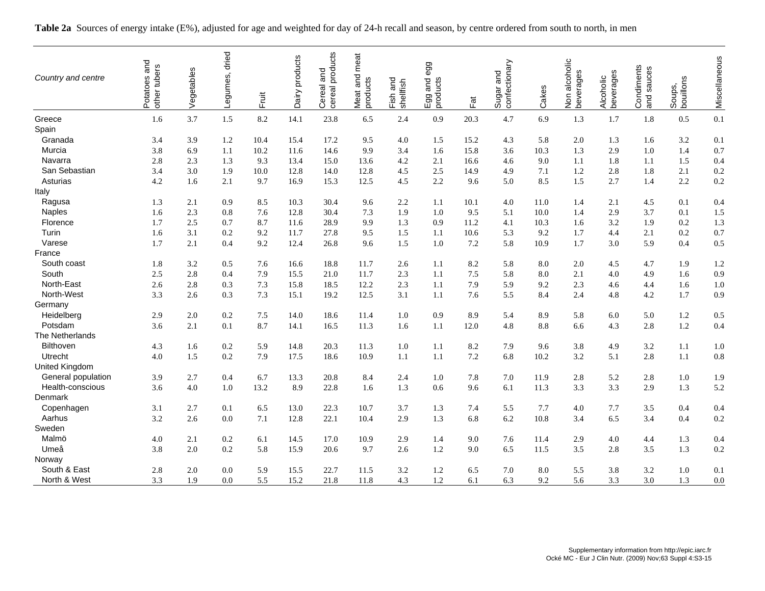**Table 2a** Sources of energy intake (E%), adjusted for age and weighted for day of 24-h recall and season, by centre ordered from south to north, in men

| Country and centre | Potatoes and other tubers | Vegetables | Legumes, dried | Fruit | Dairy products | Cereal and cereal products | Meat and meat products | Fish and shellfish | Egg and egg products | Fat | Sugar and confectionary | Cakes | Non alcoholic beverages | Alcoholic beverages | Condiments and sauces | Soups, bouillons | Miscellaneous |
|---|---|---|---|---|---|---|---|---|---|---|---|---|---|---|---|---|---|
| Greece | 1.6 | 3.7 | 1.5 | 8.2 | 14.1 | 23.8 | 6.5 | 2.4 | 0.9 | 20.3 | 4.7 | 6.9 | 1.3 | 1.7 | 1.8 | 0.5 | 0.1 |
| Spain | | | | | | | | | | | | | | | | | |
| Granada | 3.4 | 3.9 | 1.2 | 10.4 | 15.4 | 17.2 | 9.5 | 4.0 | 1.5 | 15.2 | 4.3 | 5.8 | 2.0 | 1.3 | 1.6 | 3.2 | 0.1 |
| Murcia | 3.8 | 6.9 | 1.1 | 10.2 | 11.6 | 14.6 | 9.9 | 3.4 | 1.6 | 15.8 | 3.6 | 10.3 | 1.3 | 2.9 | 1.0 | 1.4 | 0.7 |
| Navarra | 2.8 | 2.3 | 1.3 | 9.3 | 13.4 | 15.0 | 13.6 | 4.2 | 2.1 | 16.6 | 4.6 | 9.0 | 1.1 | 1.8 | 1.1 | 1.5 | 0.4 |
| San Sebastian | 3.4 | 3.0 | 1.9 | 10.0 | 12.8 | 14.0 | 12.8 | 4.5 | 2.5 | 14.9 | 4.9 | 7.1 | 1.2 | 2.8 | 1.8 | 2.1 | 0.2 |
| Asturias | 4.2 | 1.6 | 2.1 | 9.7 | 16.9 | 15.3 | 12.5 | 4.5 | 2.2 | 9.6 | 5.0 | 8.5 | 1.5 | 2.7 | 1.4 | 2.2 | 0.2 |
| Italy | | | | | | | | | | | | | | | | | |
| Ragusa | 1.3 | 2.1 | 0.9 | 8.5 | 10.3 | 30.4 | 9.6 | 2.2 | 1.1 | 10.1 | 4.0 | 11.0 | 1.4 | 2.1 | 4.5 | 0.1 | 0.4 |
| Naples | 1.6 | 2.3 | 0.8 | 7.6 | 12.8 | 30.4 | 7.3 | 1.9 | 1.0 | 9.5 | 5.1 | 10.0 | 1.4 | 2.9 | 3.7 | 0.1 | 1.5 |
| Florence | 1.7 | 2.5 | 0.7 | 8.7 | 11.6 | 28.9 | 9.9 | 1.3 | 0.9 | 11.2 | 4.1 | 10.3 | 1.6 | 3.2 | 1.9 | 0.2 | 1.3 |
| Turin | 1.6 | 3.1 | 0.2 | 9.2 | 11.7 | 27.8 | 9.5 | 1.5 | 1.1 | 10.6 | 5.3 | 9.2 | 1.7 | 4.4 | 2.1 | 0.2 | 0.7 |
| Varese | 1.7 | 2.1 | 0.4 | 9.2 | 12.4 | 26.8 | 9.6 | 1.5 | 1.0 | 7.2 | 5.8 | 10.9 | 1.7 | 3.0 | 5.9 | 0.4 | 0.5 |
| France | | | | | | | | | | | | | | | | | |
| South coast | 1.8 | 3.2 | 0.5 | 7.6 | 16.6 | 18.8 | 11.7 | 2.6 | 1.1 | 8.2 | 5.8 | 8.0 | 2.0 | 4.5 | 4.7 | 1.9 | 1.2 |
| South | 2.5 | 2.8 | 0.4 | 7.9 | 15.5 | 21.0 | 11.7 | 2.3 | 1.1 | 7.5 | 5.8 | 8.0 | 2.1 | 4.0 | 4.9 | 1.6 | 0.9 |
| North-East | 2.6 | 2.8 | 0.3 | 7.3 | 15.8 | 18.5 | 12.2 | 2.3 | 1.1 | 7.9 | 5.9 | 9.2 | 2.3 | 4.6 | 4.4 | 1.6 | 1.0 |
| North-West | 3.3 | 2.6 | 0.3 | 7.3 | 15.1 | 19.2 | 12.5 | 3.1 | 1.1 | 7.6 | 5.5 | 8.4 | 2.4 | 4.8 | 4.2 | 1.7 | 0.9 |
| Germany | | | | | | | | | | | | | | | | | |
| Heidelberg | 2.9 | 2.0 | 0.2 | 7.5 | 14.0 | 18.6 | 11.4 | 1.0 | 0.9 | 8.9 | 5.4 | 8.9 | 5.8 | 6.0 | 5.0 | 1.2 | 0.5 |
| Potsdam | 3.6 | 2.1 | 0.1 | 8.7 | 14.1 | 16.5 | 11.3 | 1.6 | 1.1 | 12.0 | 4.8 | 8.8 | 6.6 | 4.3 | 2.8 | 1.2 | 0.4 |
| The Netherlands | | | | | | | | | | | | | | | | | |
| Bilthoven | 4.3 | 1.6 | 0.2 | 5.9 | 14.8 | 20.3 | 11.3 | 1.0 | 1.1 | 8.2 | 7.9 | 9.6 | 3.8 | 4.9 | 3.2 | 1.1 | 1.0 |
| Utrecht | 4.0 | 1.5 | 0.2 | 7.9 | 17.5 | 18.6 | 10.9 | 1.1 | 1.1 | 7.2 | 6.8 | 10.2 | 3.2 | 5.1 | 2.8 | 1.1 | 0.8 |
| United Kingdom | | | | | | | | | | | | | | | | | |
| General population | 3.9 | 2.7 | 0.4 | 6.7 | 13.3 | 20.8 | 8.4 | 2.4 | 1.0 | 7.8 | 7.0 | 11.9 | 2.8 | 5.2 | 2.8 | 1.0 | 1.9 |
| Health-conscious | 3.6 | 4.0 | 1.0 | 13.2 | 8.9 | 22.8 | 1.6 | 1.3 | 0.6 | 9.6 | 6.1 | 11.3 | 3.3 | 3.3 | 2.9 | 1.3 | 5.2 |
| Denmark | | | | | | | | | | | | | | | | | |
| Copenhagen | 3.1 | 2.7 | 0.1 | 6.5 | 13.0 | 22.3 | 10.7 | 3.7 | 1.3 | 7.4 | 5.5 | 7.7 | 4.0 | 7.7 | 3.5 | 0.4 | 0.4 |
| Aarhus | 3.2 | 2.6 | 0.0 | 7.1 | 12.8 | 22.1 | 10.4 | 2.9 | 1.3 | 6.8 | 6.2 | 10.8 | 3.4 | 6.5 | 3.4 | 0.4 | 0.2 |
| Sweden | | | | | | | | | | | | | | | | | |
| Malmö | 4.0 | 2.1 | 0.2 | 6.1 | 14.5 | 17.0 | 10.9 | 2.9 | 1.4 | 9.0 | 7.6 | 11.4 | 2.9 | 4.0 | 4.4 | 1.3 | 0.4 |
| Umeå | 3.8 | 2.0 | 0.2 | 5.8 | 15.9 | 20.6 | 9.7 | 2.6 | 1.2 | 9.0 | 6.5 | 11.5 | 3.5 | 2.8 | 3.5 | 1.3 | 0.2 |
| Norway | | | | | | | | | | | | | | | | | |
| South & East | 2.8 | 2.0 | 0.0 | 5.9 | 15.5 | 22.7 | 11.5 | 3.2 | 1.2 | 6.5 | 7.0 | 8.0 | 5.5 | 3.8 | 3.2 | 1.0 | 0.1 |
| North & West | 3.3 | 1.9 | 0.0 | 5.5 | 15.2 | 21.8 | 11.8 | 4.3 | 1.2 | 6.1 | 6.3 | 9.2 | 5.6 | 3.3 | 3.0 | 1.3 | 0.0 |

Supplementary information from http://epic.iarc.fr
Ocké MC - Eur J Clin Nutr. (2009) Nov;63 Suppl 4:S3-15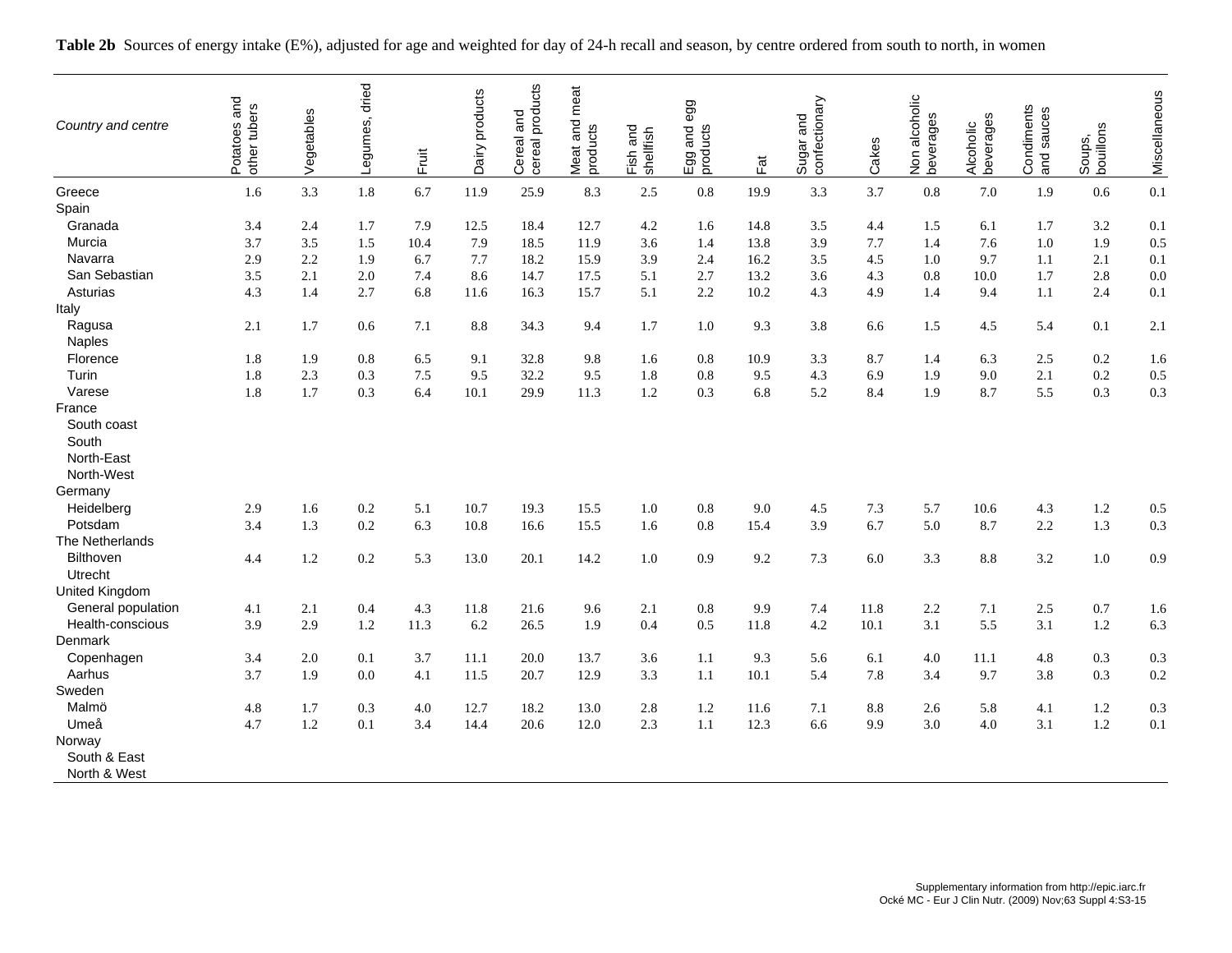**Table 2b** Sources of energy intake (E%), adjusted for age and weighted for day of 24-h recall and season, by centre ordered from south to north, in women

| Country and centre | Potatoes and other tubers | Vegetables | Legumes, dried | Fruit | Dairy products | Cereal and cereal products | Meat and meat products | Fish and shellfish | Egg and egg products | Fat | Sugar and confectionary | Cakes | Non alcoholic beverages | Alcoholic beverages | Condiments and sauces | Soups, bouillons | Miscellaneous |
|---|---|---|---|---|---|---|---|---|---|---|---|---|---|---|---|---|---|
| Greece | 1.6 | 3.3 | 1.8 | 6.7 | 11.9 | 25.9 | 8.3 | 2.5 | 0.8 | 19.9 | 3.3 | 3.7 | 0.8 | 7.0 | 1.9 | 0.6 | 0.1 |
| Spain | | | | | | | | | | | | | | | | | |
| Granada | 3.4 | 2.4 | 1.7 | 7.9 | 12.5 | 18.4 | 12.7 | 4.2 | 1.6 | 14.8 | 3.5 | 4.4 | 1.5 | 6.1 | 1.7 | 3.2 | 0.1 |
| Murcia | 3.7 | 3.5 | 1.5 | 10.4 | 7.9 | 18.5 | 11.9 | 3.6 | 1.4 | 13.8 | 3.9 | 7.7 | 1.4 | 7.6 | 1.0 | 1.9 | 0.5 |
| Navarra | 2.9 | 2.2 | 1.9 | 6.7 | 7.7 | 18.2 | 15.9 | 3.9 | 2.4 | 16.2 | 3.5 | 4.5 | 1.0 | 9.7 | 1.1 | 2.1 | 0.1 |
| San Sebastian | 3.5 | 2.1 | 2.0 | 7.4 | 8.6 | 14.7 | 17.5 | 5.1 | 2.7 | 13.2 | 3.6 | 4.3 | 0.8 | 10.0 | 1.7 | 2.8 | 0.0 |
| Asturias | 4.3 | 1.4 | 2.7 | 6.8 | 11.6 | 16.3 | 15.7 | 5.1 | 2.2 | 10.2 | 4.3 | 4.9 | 1.4 | 9.4 | 1.1 | 2.4 | 0.1 |
| Italy | | | | | | | | | | | | | | | | | |
| Ragusa | 2.1 | 1.7 | 0.6 | 7.1 | 8.8 | 34.3 | 9.4 | 1.7 | 1.0 | 9.3 | 3.8 | 6.6 | 1.5 | 4.5 | 5.4 | 0.1 | 2.1 |
| Naples | | | | | | | | | | | | | | | | | |
| Florence | 1.8 | 1.9 | 0.8 | 6.5 | 9.1 | 32.8 | 9.8 | 1.6 | 0.8 | 10.9 | 3.3 | 8.7 | 1.4 | 6.3 | 2.5 | 0.2 | 1.6 |
| Turin | 1.8 | 2.3 | 0.3 | 7.5 | 9.5 | 32.2 | 9.5 | 1.8 | 0.8 | 9.5 | 4.3 | 6.9 | 1.9 | 9.0 | 2.1 | 0.2 | 0.5 |
| Varese | 1.8 | 1.7 | 0.3 | 6.4 | 10.1 | 29.9 | 11.3 | 1.2 | 0.3 | 6.8 | 5.2 | 8.4 | 1.9 | 8.7 | 5.5 | 0.3 | 0.3 |
| France | | | | | | | | | | | | | | | | | |
| South coast | | | | | | | | | | | | | | | | | |
| South | | | | | | | | | | | | | | | | | |
| North-East | | | | | | | | | | | | | | | | | |
| North-West | | | | | | | | | | | | | | | | | |
| Germany | | | | | | | | | | | | | | | | | |
| Heidelberg | 2.9 | 1.6 | 0.2 | 5.1 | 10.7 | 19.3 | 15.5 | 1.0 | 0.8 | 9.0 | 4.5 | 7.3 | 5.7 | 10.6 | 4.3 | 1.2 | 0.5 |
| Potsdam | 3.4 | 1.3 | 0.2 | 6.3 | 10.8 | 16.6 | 15.5 | 1.6 | 0.8 | 15.4 | 3.9 | 6.7 | 5.0 | 8.7 | 2.2 | 1.3 | 0.3 |
| The Netherlands | | | | | | | | | | | | | | | | | |
| Bilthoven | 4.4 | 1.2 | 0.2 | 5.3 | 13.0 | 20.1 | 14.2 | 1.0 | 0.9 | 9.2 | 7.3 | 6.0 | 3.3 | 8.8 | 3.2 | 1.0 | 0.9 |
| Utrecht | | | | | | | | | | | | | | | | | |
| United Kingdom | | | | | | | | | | | | | | | | | |
| General population | 4.1 | 2.1 | 0.4 | 4.3 | 11.8 | 21.6 | 9.6 | 2.1 | 0.8 | 9.9 | 7.4 | 11.8 | 2.2 | 7.1 | 2.5 | 0.7 | 1.6 |
| Health-conscious | 3.9 | 2.9 | 1.2 | 11.3 | 6.2 | 26.5 | 1.9 | 0.4 | 0.5 | 11.8 | 4.2 | 10.1 | 3.1 | 5.5 | 3.1 | 1.2 | 6.3 |
| Denmark | | | | | | | | | | | | | | | | | |
| Copenhagen | 3.4 | 2.0 | 0.1 | 3.7 | 11.1 | 20.0 | 13.7 | 3.6 | 1.1 | 9.3 | 5.6 | 6.1 | 4.0 | 11.1 | 4.8 | 0.3 | 0.3 |
| Aarhus | 3.7 | 1.9 | 0.0 | 4.1 | 11.5 | 20.7 | 12.9 | 3.3 | 1.1 | 10.1 | 5.4 | 7.8 | 3.4 | 9.7 | 3.8 | 0.3 | 0.2 |
| Sweden | | | | | | | | | | | | | | | | | |
| Malmö | 4.8 | 1.7 | 0.3 | 4.0 | 12.7 | 18.2 | 13.0 | 2.8 | 1.2 | 11.6 | 7.1 | 8.8 | 2.6 | 5.8 | 4.1 | 1.2 | 0.3 |
| Umeå | 4.7 | 1.2 | 0.1 | 3.4 | 14.4 | 20.6 | 12.0 | 2.3 | 1.1 | 12.3 | 6.6 | 9.9 | 3.0 | 4.0 | 3.1 | 1.2 | 0.1 |
| Norway | | | | | | | | | | | | | | | | | |
| South & East | | | | | | | | | | | | | | | | | |
| North & West | | | | | | | | | | | | | | | | | |

Supplementary information from http://epic.iarc.fr
Ocké MC - Eur J Clin Nutr. (2009) Nov;63 Suppl 4:S3-15